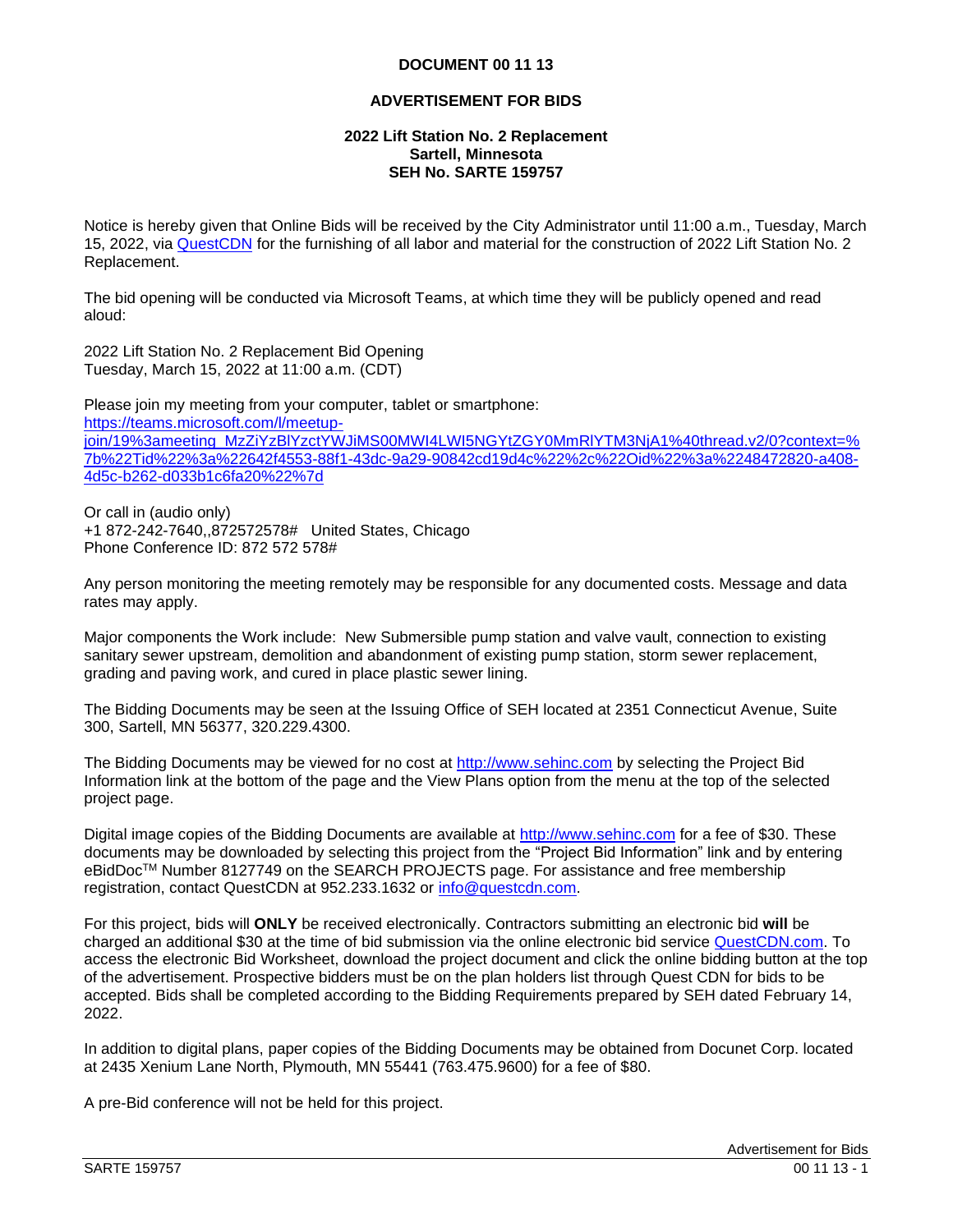**DOCUMENT 00 11 13**

# ADVERTISEMENT FOR BIDS

**2022 Lift Station No. 2 Replacement**
**Sartell, Minnesota**
**SEH No. SARTE 159757**

Notice is hereby given that Online Bids will be received by the City Administrator until 11:00 a.m., Tuesday, March 15, 2022, via QuestCDN for the furnishing of all labor and material for the construction of 2022 Lift Station No. 2 Replacement.

The bid opening will be conducted via Microsoft Teams, at which time they will be publicly opened and read aloud:

2022 Lift Station No. 2 Replacement Bid Opening
Tuesday, March 15, 2022 at 11:00 a.m. (CDT)

Please join my meeting from your computer, tablet or smartphone:
https://teams.microsoft.com/l/meetup-join/19%3ameeting_MzZiYzBlYzctYWJiMS00MWI4LWI5NGYtZGY0MmRlYTM3NjA1%40thread.v2/0?context=%7b%22Tid%22%3a%22642f4553-88f1-43dc-9a29-90842cd19d4c%22%2c%22Oid%22%3a%2248472820-a408-4d5c-b262-d033b1c6fa20%22%7d

Or call in (audio only)
+1 872-242-7640,,872572578# United States, Chicago
Phone Conference ID: 872 572 578#

Any person monitoring the meeting remotely may be responsible for any documented costs. Message and data rates may apply.

Major components the Work include: New Submersible pump station and valve vault, connection to existing sanitary sewer upstream, demolition and abandonment of existing pump station, storm sewer replacement, grading and paving work, and cured in place plastic sewer lining.

The Bidding Documents may be seen at the Issuing Office of SEH located at 2351 Connecticut Avenue, Suite 300, Sartell, MN 56377, 320.229.4300.

The Bidding Documents may be viewed for no cost at http://www.sehinc.com by selecting the Project Bid Information link at the bottom of the page and the View Plans option from the menu at the top of the selected project page.

Digital image copies of the Bidding Documents are available at http://www.sehinc.com for a fee of $30. These documents may be downloaded by selecting this project from the "Project Bid Information" link and by entering eBidDoc™ Number 8127749 on the SEARCH PROJECTS page. For assistance and free membership registration, contact QuestCDN at 952.233.1632 or info@questcdn.com.

For this project, bids will **ONLY** be received electronically. Contractors submitting an electronic bid **will** be charged an additional $30 at the time of bid submission via the online electronic bid service QuestCDN.com. To access the electronic Bid Worksheet, download the project document and click the online bidding button at the top of the advertisement. Prospective bidders must be on the plan holders list through Quest CDN for bids to be accepted. Bids shall be completed according to the Bidding Requirements prepared by SEH dated February 14, 2022.

In addition to digital plans, paper copies of the Bidding Documents may be obtained from Docunet Corp. located at 2435 Xenium Lane North, Plymouth, MN 55441 (763.475.9600) for a fee of $80.

A pre-Bid conference will not be held for this project.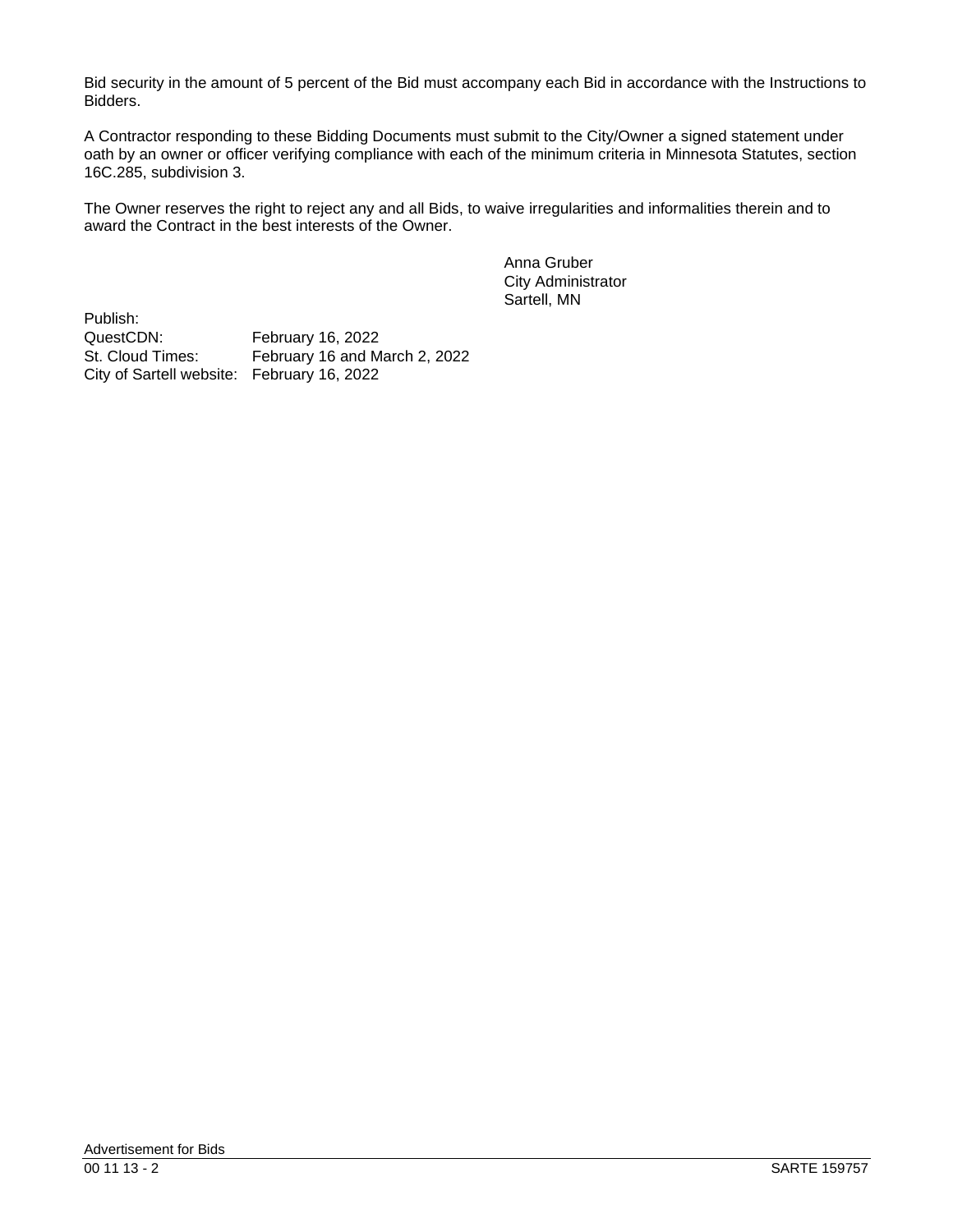Bid security in the amount of 5 percent of the Bid must accompany each Bid in accordance with the Instructions to Bidders.

A Contractor responding to these Bidding Documents must submit to the City/Owner a signed statement under oath by an owner or officer verifying compliance with each of the minimum criteria in Minnesota Statutes, section 16C.285, subdivision 3.

The Owner reserves the right to reject any and all Bids, to waive irregularities and informalities therein and to award the Contract in the best interests of the Owner.

Anna Gruber
City Administrator
Sartell, MN

Publish:

| | |
|---|---|
| QuestCDN: | February 16, 2022 |
| St. Cloud Times: | February 16 and March 2, 2022 |
| City of Sartell website: | February 16, 2022 |